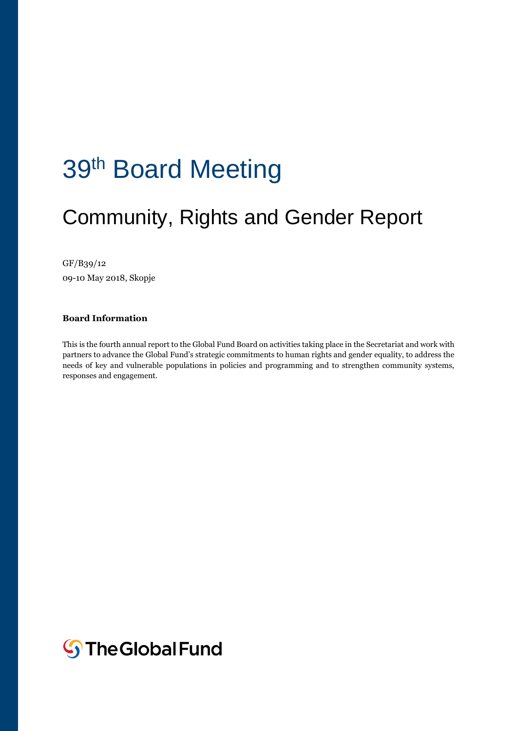# 39th Board Meeting

## Community, Rights and Gender Report

GF/B39/12

09-10 May 2018, Skopje

**Board Information**

This is the fourth annual report to the Global Fund Board on activities taking place in the Secretariat and work with partners to advance the Global Fund's strategic commitments to human rights and gender equality, to address the needs of key and vulnerable populations in policies and programming and to strengthen community systems, responses and engagement.

The Global Fund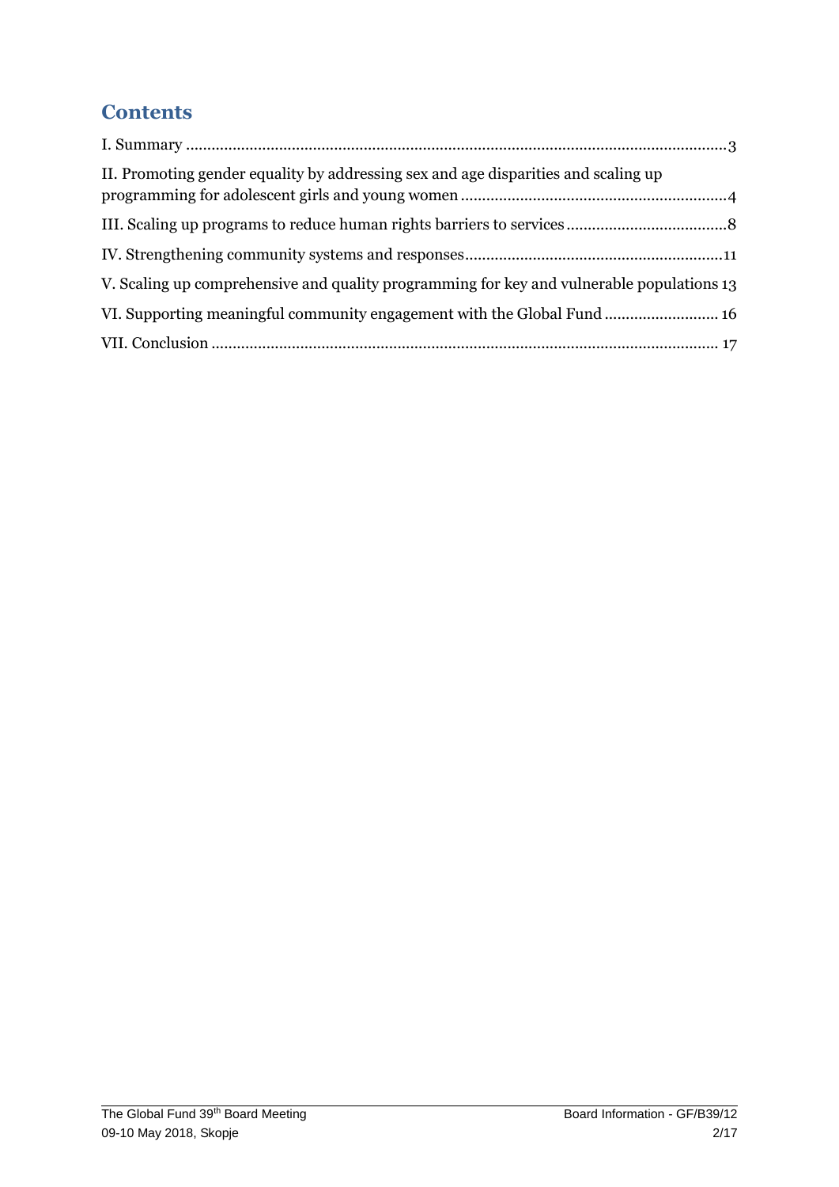## Contents

I. Summary ....................................................................................................................3

II. Promoting gender equality by addressing sex and age disparities and scaling up programming for adolescent girls and young women ..............................................................4

III. Scaling up programs to reduce human rights barriers to services .....................................8

IV. Strengthening community systems and responses............................................................11

V. Scaling up comprehensive and quality programming for key and vulnerable populations 13

VI. Supporting meaningful community engagement with the Global Fund .......................... 16

VII. Conclusion ...................................................................................................................... 17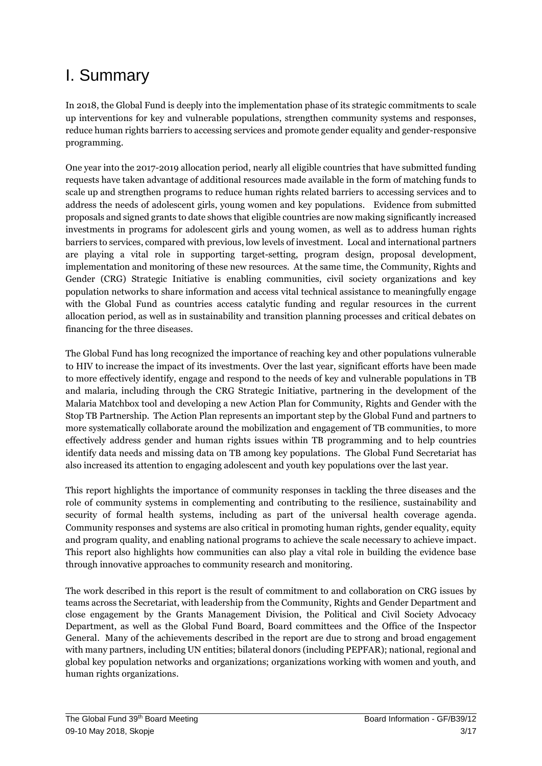# I. Summary

In 2018, the Global Fund is deeply into the implementation phase of its strategic commitments to scale up interventions for key and vulnerable populations, strengthen community systems and responses, reduce human rights barriers to accessing services and promote gender equality and gender-responsive programming.

One year into the 2017-2019 allocation period, nearly all eligible countries that have submitted funding requests have taken advantage of additional resources made available in the form of matching funds to scale up and strengthen programs to reduce human rights related barriers to accessing services and to address the needs of adolescent girls, young women and key populations. Evidence from submitted proposals and signed grants to date shows that eligible countries are now making significantly increased investments in programs for adolescent girls and young women, as well as to address human rights barriers to services, compared with previous, low levels of investment. Local and international partners are playing a vital role in supporting target-setting, program design, proposal development, implementation and monitoring of these new resources. At the same time, the Community, Rights and Gender (CRG) Strategic Initiative is enabling communities, civil society organizations and key population networks to share information and access vital technical assistance to meaningfully engage with the Global Fund as countries access catalytic funding and regular resources in the current allocation period, as well as in sustainability and transition planning processes and critical debates on financing for the three diseases.

The Global Fund has long recognized the importance of reaching key and other populations vulnerable to HIV to increase the impact of its investments. Over the last year, significant efforts have been made to more effectively identify, engage and respond to the needs of key and vulnerable populations in TB and malaria, including through the CRG Strategic Initiative, partnering in the development of the Malaria Matchbox tool and developing a new Action Plan for Community, Rights and Gender with the Stop TB Partnership. The Action Plan represents an important step by the Global Fund and partners to more systematically collaborate around the mobilization and engagement of TB communities, to more effectively address gender and human rights issues within TB programming and to help countries identify data needs and missing data on TB among key populations. The Global Fund Secretariat has also increased its attention to engaging adolescent and youth key populations over the last year.

This report highlights the importance of community responses in tackling the three diseases and the role of community systems in complementing and contributing to the resilience, sustainability and security of formal health systems, including as part of the universal health coverage agenda. Community responses and systems are also critical in promoting human rights, gender equality, equity and program quality, and enabling national programs to achieve the scale necessary to achieve impact. This report also highlights how communities can also play a vital role in building the evidence base through innovative approaches to community research and monitoring.

The work described in this report is the result of commitment to and collaboration on CRG issues by teams across the Secretariat, with leadership from the Community, Rights and Gender Department and close engagement by the Grants Management Division, the Political and Civil Society Advocacy Department, as well as the Global Fund Board, Board committees and the Office of the Inspector General. Many of the achievements described in the report are due to strong and broad engagement with many partners, including UN entities; bilateral donors (including PEPFAR); national, regional and global key population networks and organizations; organizations working with women and youth, and human rights organizations.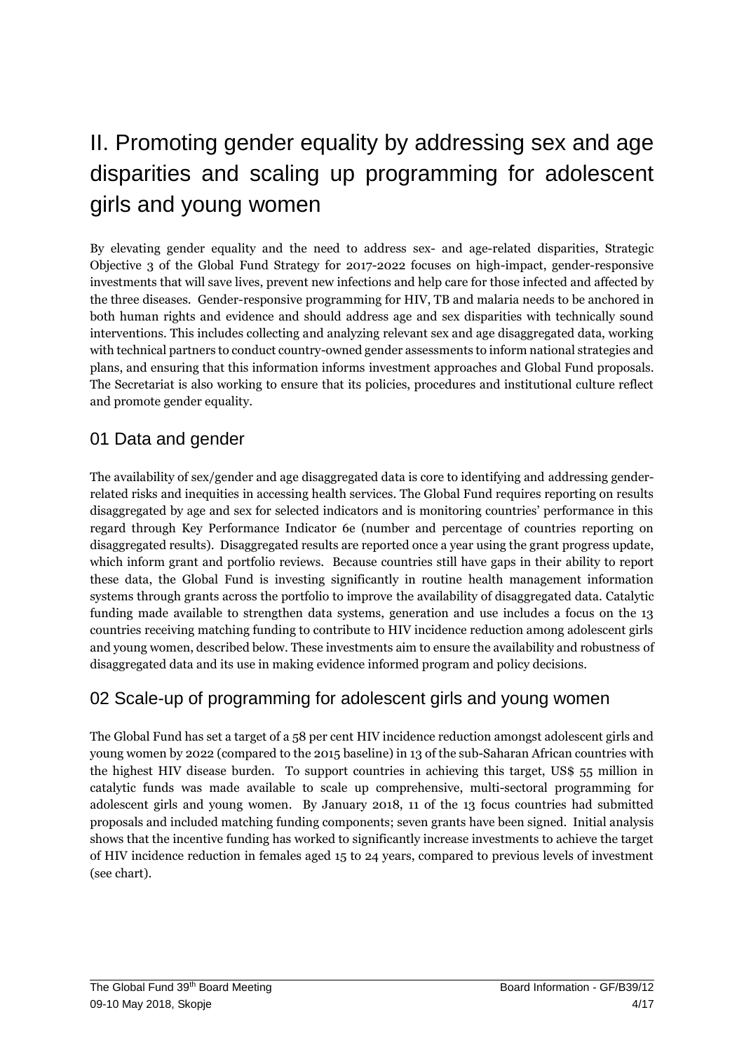# II. Promoting gender equality by addressing sex and age disparities and scaling up programming for adolescent girls and young women

By elevating gender equality and the need to address sex- and age-related disparities, Strategic Objective 3 of the Global Fund Strategy for 2017-2022 focuses on high-impact, gender-responsive investments that will save lives, prevent new infections and help care for those infected and affected by the three diseases. Gender-responsive programming for HIV, TB and malaria needs to be anchored in both human rights and evidence and should address age and sex disparities with technically sound interventions. This includes collecting and analyzing relevant sex and age disaggregated data, working with technical partners to conduct country-owned gender assessments to inform national strategies and plans, and ensuring that this information informs investment approaches and Global Fund proposals. The Secretariat is also working to ensure that its policies, procedures and institutional culture reflect and promote gender equality.

## 01 Data and gender

The availability of sex/gender and age disaggregated data is core to identifying and addressing gender-related risks and inequities in accessing health services. The Global Fund requires reporting on results disaggregated by age and sex for selected indicators and is monitoring countries' performance in this regard through Key Performance Indicator 6e (number and percentage of countries reporting on disaggregated results). Disaggregated results are reported once a year using the grant progress update, which inform grant and portfolio reviews. Because countries still have gaps in their ability to report these data, the Global Fund is investing significantly in routine health management information systems through grants across the portfolio to improve the availability of disaggregated data. Catalytic funding made available to strengthen data systems, generation and use includes a focus on the 13 countries receiving matching funding to contribute to HIV incidence reduction among adolescent girls and young women, described below. These investments aim to ensure the availability and robustness of disaggregated data and its use in making evidence informed program and policy decisions.

## 02 Scale-up of programming for adolescent girls and young women

The Global Fund has set a target of a 58 per cent HIV incidence reduction amongst adolescent girls and young women by 2022 (compared to the 2015 baseline) in 13 of the sub-Saharan African countries with the highest HIV disease burden. To support countries in achieving this target, US$ 55 million in catalytic funds was made available to scale up comprehensive, multi-sectoral programming for adolescent girls and young women. By January 2018, 11 of the 13 focus countries had submitted proposals and included matching funding components; seven grants have been signed. Initial analysis shows that the incentive funding has worked to significantly increase investments to achieve the target of HIV incidence reduction in females aged 15 to 24 years, compared to previous levels of investment (see chart).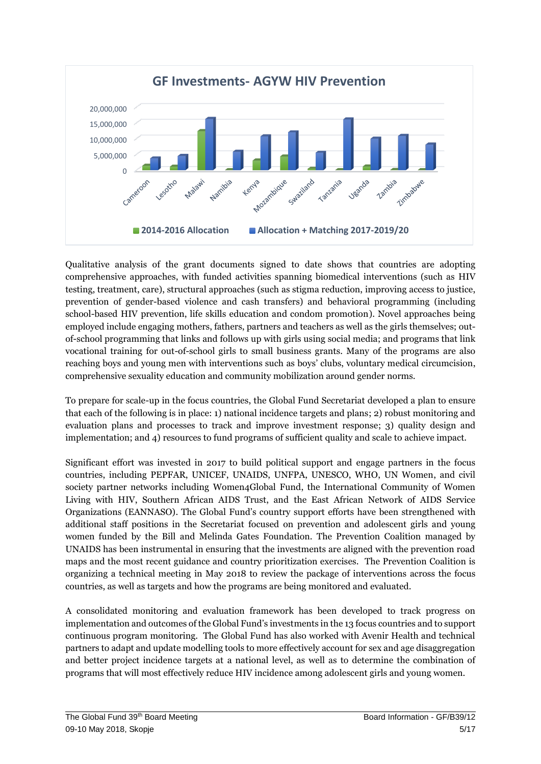**GF Investments- AGYW HIV Prevention**

Qualitative analysis of the grant documents signed to date shows that countries are adopting comprehensive approaches, with funded activities spanning biomedical interventions (such as HIV testing, treatment, care), structural approaches (such as stigma reduction, improving access to justice, prevention of gender-based violence and cash transfers) and behavioral programming (including school-based HIV prevention, life skills education and condom promotion). Novel approaches being employed include engaging mothers, fathers, partners and teachers as well as the girls themselves; out-of-school programming that links and follows up with girls using social media; and programs that link vocational training for out-of-school girls to small business grants. Many of the programs are also reaching boys and young men with interventions such as boys' clubs, voluntary medical circumcision, comprehensive sexuality education and community mobilization around gender norms.

To prepare for scale-up in the focus countries, the Global Fund Secretariat developed a plan to ensure that each of the following is in place: 1) national incidence targets and plans; 2) robust monitoring and evaluation plans and processes to track and improve investment response; 3) quality design and implementation; and 4) resources to fund programs of sufficient quality and scale to achieve impact.

Significant effort was invested in 2017 to build political support and engage partners in the focus countries, including PEPFAR, UNICEF, UNAIDS, UNFPA, UNESCO, WHO, UN Women, and civil society partner networks including Women4Global Fund, the International Community of Women Living with HIV, Southern African AIDS Trust, and the East African Network of AIDS Service Organizations (EANNASO). The Global Fund's country support efforts have been strengthened with additional staff positions in the Secretariat focused on prevention and adolescent girls and young women funded by the Bill and Melinda Gates Foundation. The Prevention Coalition managed by UNAIDS has been instrumental in ensuring that the investments are aligned with the prevention road maps and the most recent guidance and country prioritization exercises. The Prevention Coalition is organizing a technical meeting in May 2018 to review the package of interventions across the focus countries, as well as targets and how the programs are being monitored and evaluated.

A consolidated monitoring and evaluation framework has been developed to track progress on implementation and outcomes of the Global Fund's investments in the 13 focus countries and to support continuous program monitoring. The Global Fund has also worked with Avenir Health and technical partners to adapt and update modelling tools to more effectively account for sex and age disaggregation and better project incidence targets at a national level, as well as to determine the combination of programs that will most effectively reduce HIV incidence among adolescent girls and young women.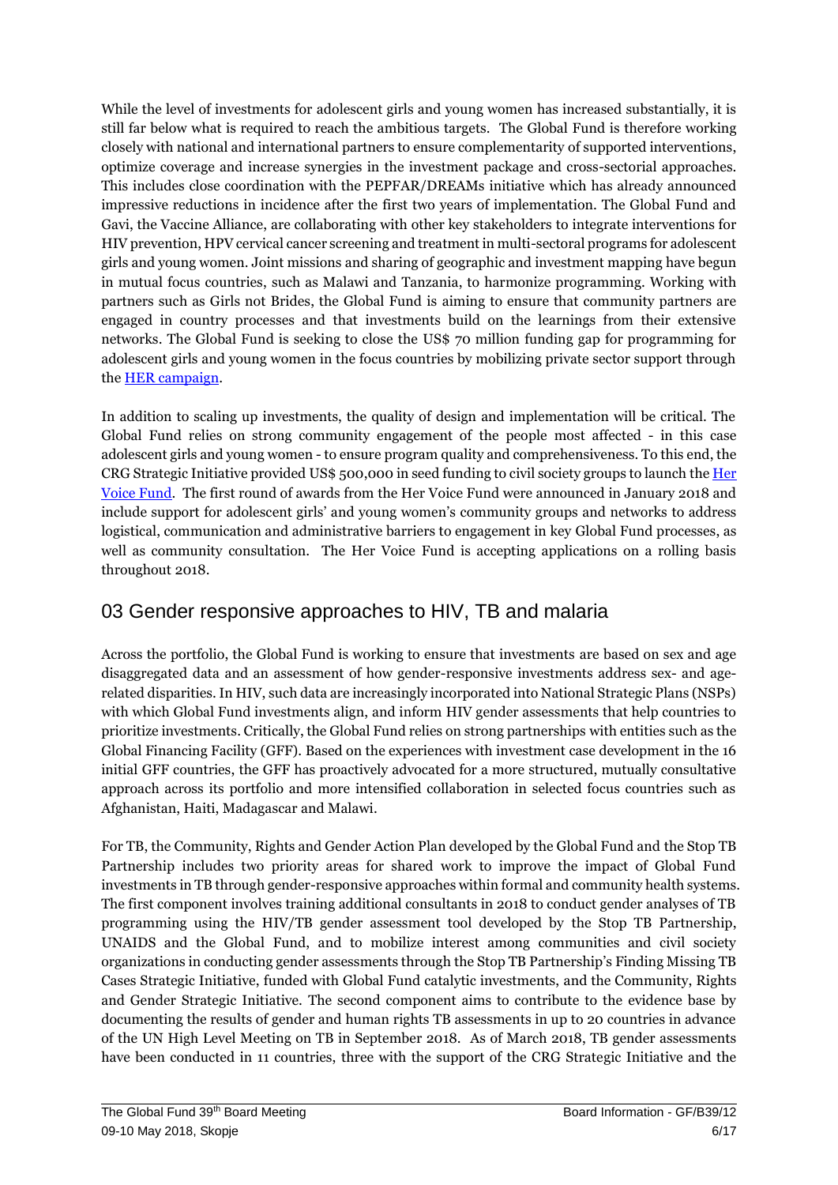While the level of investments for adolescent girls and young women has increased substantially, it is still far below what is required to reach the ambitious targets. The Global Fund is therefore working closely with national and international partners to ensure complementarity of supported interventions, optimize coverage and increase synergies in the investment package and cross-sectorial approaches. This includes close coordination with the PEPFAR/DREAMs initiative which has already announced impressive reductions in incidence after the first two years of implementation. The Global Fund and Gavi, the Vaccine Alliance, are collaborating with other key stakeholders to integrate interventions for HIV prevention, HPV cervical cancer screening and treatment in multi-sectoral programs for adolescent girls and young women. Joint missions and sharing of geographic and investment mapping have begun in mutual focus countries, such as Malawi and Tanzania, to harmonize programming. Working with partners such as Girls not Brides, the Global Fund is aiming to ensure that community partners are engaged in country processes and that investments build on the learnings from their extensive networks. The Global Fund is seeking to close the US$ 70 million funding gap for programming for adolescent girls and young women in the focus countries by mobilizing private sector support through the HER campaign.

In addition to scaling up investments, the quality of design and implementation will be critical. The Global Fund relies on strong community engagement of the people most affected - in this case adolescent girls and young women - to ensure program quality and comprehensiveness. To this end, the CRG Strategic Initiative provided US$ 500,000 in seed funding to civil society groups to launch the Her Voice Fund. The first round of awards from the Her Voice Fund were announced in January 2018 and include support for adolescent girls' and young women's community groups and networks to address logistical, communication and administrative barriers to engagement in key Global Fund processes, as well as community consultation. The Her Voice Fund is accepting applications on a rolling basis throughout 2018.

## 03 Gender responsive approaches to HIV, TB and malaria

Across the portfolio, the Global Fund is working to ensure that investments are based on sex and age disaggregated data and an assessment of how gender-responsive investments address sex- and age-related disparities. In HIV, such data are increasingly incorporated into National Strategic Plans (NSPs) with which Global Fund investments align, and inform HIV gender assessments that help countries to prioritize investments. Critically, the Global Fund relies on strong partnerships with entities such as the Global Financing Facility (GFF). Based on the experiences with investment case development in the 16 initial GFF countries, the GFF has proactively advocated for a more structured, mutually consultative approach across its portfolio and more intensified collaboration in selected focus countries such as Afghanistan, Haiti, Madagascar and Malawi.

For TB, the Community, Rights and Gender Action Plan developed by the Global Fund and the Stop TB Partnership includes two priority areas for shared work to improve the impact of Global Fund investments in TB through gender-responsive approaches within formal and community health systems. The first component involves training additional consultants in 2018 to conduct gender analyses of TB programming using the HIV/TB gender assessment tool developed by the Stop TB Partnership, UNAIDS and the Global Fund, and to mobilize interest among communities and civil society organizations in conducting gender assessments through the Stop TB Partnership's Finding Missing TB Cases Strategic Initiative, funded with Global Fund catalytic investments, and the Community, Rights and Gender Strategic Initiative. The second component aims to contribute to the evidence base by documenting the results of gender and human rights TB assessments in up to 20 countries in advance of the UN High Level Meeting on TB in September 2018. As of March 2018, TB gender assessments have been conducted in 11 countries, three with the support of the CRG Strategic Initiative and the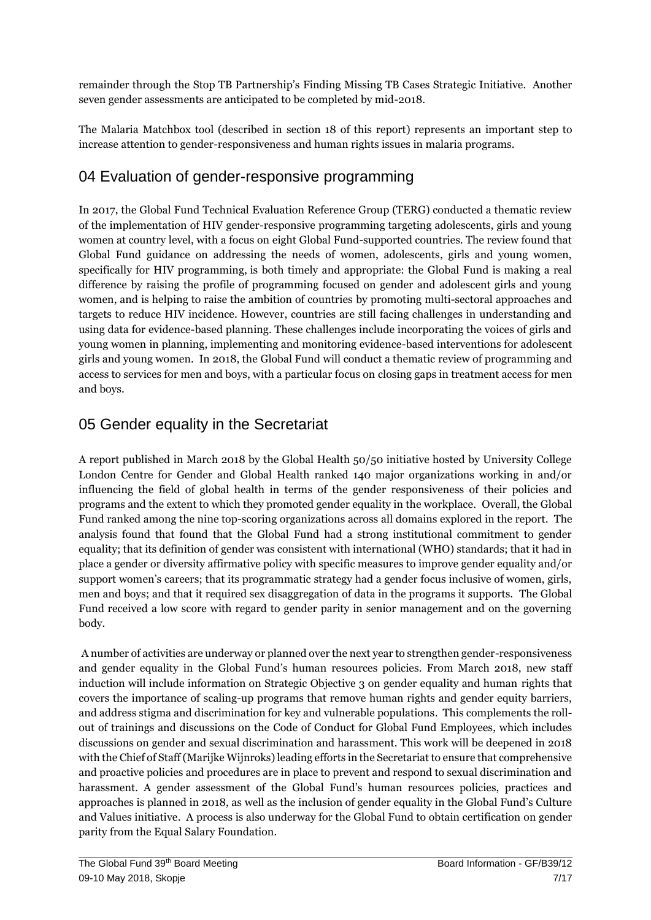remainder through the Stop TB Partnership's Finding Missing TB Cases Strategic Initiative. Another seven gender assessments are anticipated to be completed by mid-2018.

The Malaria Matchbox tool (described in section 18 of this report) represents an important step to increase attention to gender-responsiveness and human rights issues in malaria programs.

## 04 Evaluation of gender-responsive programming

In 2017, the Global Fund Technical Evaluation Reference Group (TERG) conducted a thematic review of the implementation of HIV gender-responsive programming targeting adolescents, girls and young women at country level, with a focus on eight Global Fund-supported countries. The review found that Global Fund guidance on addressing the needs of women, adolescents, girls and young women, specifically for HIV programming, is both timely and appropriate: the Global Fund is making a real difference by raising the profile of programming focused on gender and adolescent girls and young women, and is helping to raise the ambition of countries by promoting multi-sectoral approaches and targets to reduce HIV incidence. However, countries are still facing challenges in understanding and using data for evidence-based planning. These challenges include incorporating the voices of girls and young women in planning, implementing and monitoring evidence-based interventions for adolescent girls and young women. In 2018, the Global Fund will conduct a thematic review of programming and access to services for men and boys, with a particular focus on closing gaps in treatment access for men and boys.

## 05 Gender equality in the Secretariat

A report published in March 2018 by the Global Health 50/50 initiative hosted by University College London Centre for Gender and Global Health ranked 140 major organizations working in and/or influencing the field of global health in terms of the gender responsiveness of their policies and programs and the extent to which they promoted gender equality in the workplace. Overall, the Global Fund ranked among the nine top-scoring organizations across all domains explored in the report. The analysis found that found that the Global Fund had a strong institutional commitment to gender equality; that its definition of gender was consistent with international (WHO) standards; that it had in place a gender or diversity affirmative policy with specific measures to improve gender equality and/or support women's careers; that its programmatic strategy had a gender focus inclusive of women, girls, men and boys; and that it required sex disaggregation of data in the programs it supports. The Global Fund received a low score with regard to gender parity in senior management and on the governing body.

A number of activities are underway or planned over the next year to strengthen gender-responsiveness and gender equality in the Global Fund's human resources policies. From March 2018, new staff induction will include information on Strategic Objective 3 on gender equality and human rights that covers the importance of scaling-up programs that remove human rights and gender equity barriers, and address stigma and discrimination for key and vulnerable populations. This complements the roll-out of trainings and discussions on the Code of Conduct for Global Fund Employees, which includes discussions on gender and sexual discrimination and harassment. This work will be deepened in 2018 with the Chief of Staff (Marijke Wijnroks) leading efforts in the Secretariat to ensure that comprehensive and proactive policies and procedures are in place to prevent and respond to sexual discrimination and harassment. A gender assessment of the Global Fund's human resources policies, practices and approaches is planned in 2018, as well as the inclusion of gender equality in the Global Fund's Culture and Values initiative. A process is also underway for the Global Fund to obtain certification on gender parity from the Equal Salary Foundation.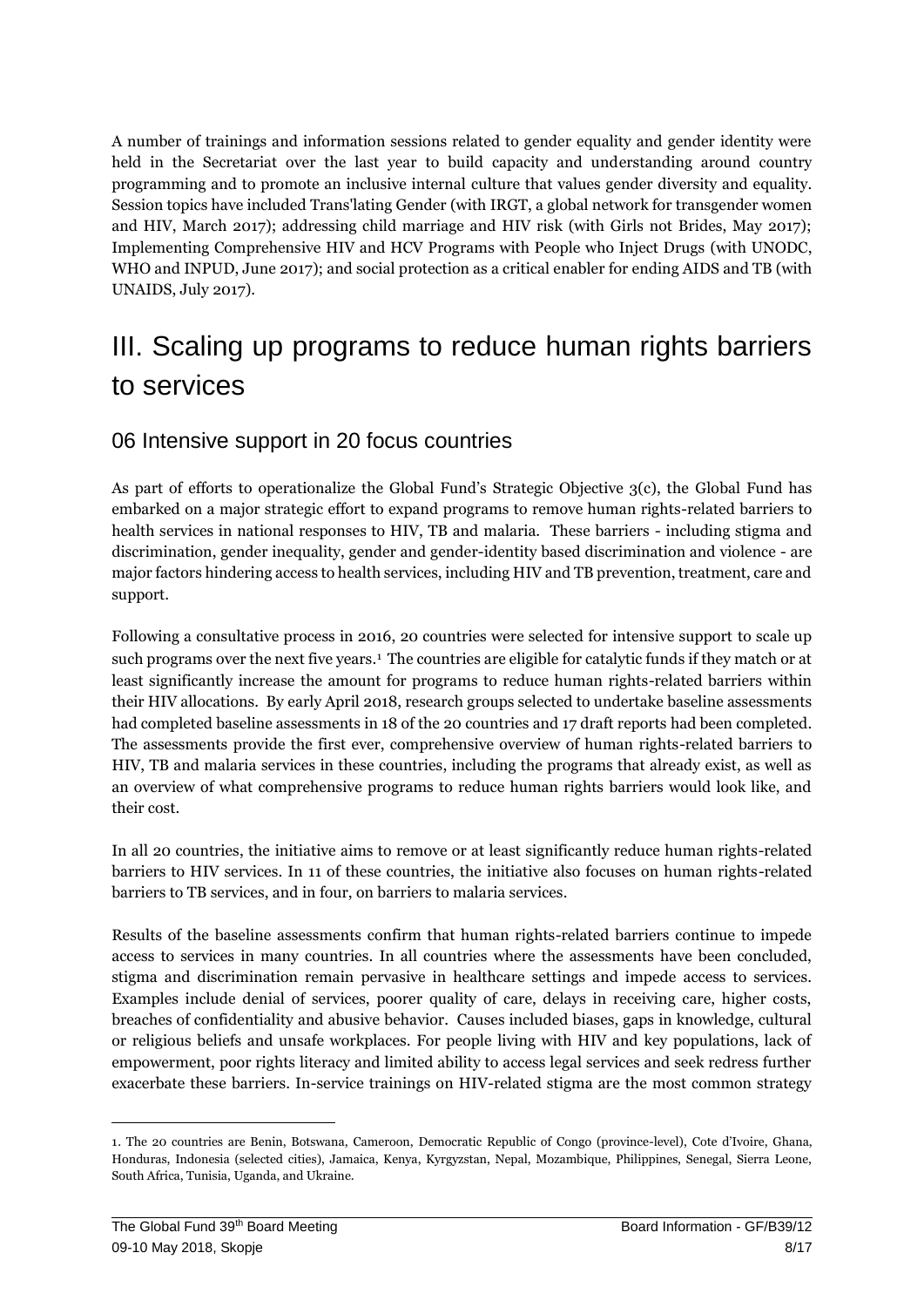A number of trainings and information sessions related to gender equality and gender identity were held in the Secretariat over the last year to build capacity and understanding around country programming and to promote an inclusive internal culture that values gender diversity and equality. Session topics have included Trans'lating Gender (with IRGT, a global network for transgender women and HIV, March 2017); addressing child marriage and HIV risk (with Girls not Brides, May 2017); Implementing Comprehensive HIV and HCV Programs with People who Inject Drugs (with UNODC, WHO and INPUD, June 2017); and social protection as a critical enabler for ending AIDS and TB (with UNAIDS, July 2017).

# III. Scaling up programs to reduce human rights barriers to services

## 06 Intensive support in 20 focus countries

As part of efforts to operationalize the Global Fund's Strategic Objective 3(c), the Global Fund has embarked on a major strategic effort to expand programs to remove human rights-related barriers to health services in national responses to HIV, TB and malaria. These barriers - including stigma and discrimination, gender inequality, gender and gender-identity based discrimination and violence - are major factors hindering access to health services, including HIV and TB prevention, treatment, care and support.

Following a consultative process in 2016, 20 countries were selected for intensive support to scale up such programs over the next five years.[1] The countries are eligible for catalytic funds if they match or at least significantly increase the amount for programs to reduce human rights-related barriers within their HIV allocations. By early April 2018, research groups selected to undertake baseline assessments had completed baseline assessments in 18 of the 20 countries and 17 draft reports had been completed. The assessments provide the first ever, comprehensive overview of human rights-related barriers to HIV, TB and malaria services in these countries, including the programs that already exist, as well as an overview of what comprehensive programs to reduce human rights barriers would look like, and their cost.

In all 20 countries, the initiative aims to remove or at least significantly reduce human rights-related barriers to HIV services. In 11 of these countries, the initiative also focuses on human rights-related barriers to TB services, and in four, on barriers to malaria services.

Results of the baseline assessments confirm that human rights-related barriers continue to impede access to services in many countries. In all countries where the assessments have been concluded, stigma and discrimination remain pervasive in healthcare settings and impede access to services. Examples include denial of services, poorer quality of care, delays in receiving care, higher costs, breaches of confidentiality and abusive behavior. Causes included biases, gaps in knowledge, cultural or religious beliefs and unsafe workplaces. For people living with HIV and key populations, lack of empowerment, poor rights literacy and limited ability to access legal services and seek redress further exacerbate these barriers. In-service trainings on HIV-related stigma are the most common strategy

1. The 20 countries are Benin, Botswana, Cameroon, Democratic Republic of Congo (province-level), Cote d'Ivoire, Ghana, Honduras, Indonesia (selected cities), Jamaica, Kenya, Kyrgyzstan, Nepal, Mozambique, Philippines, Senegal, Sierra Leone, South Africa, Tunisia, Uganda, and Ukraine.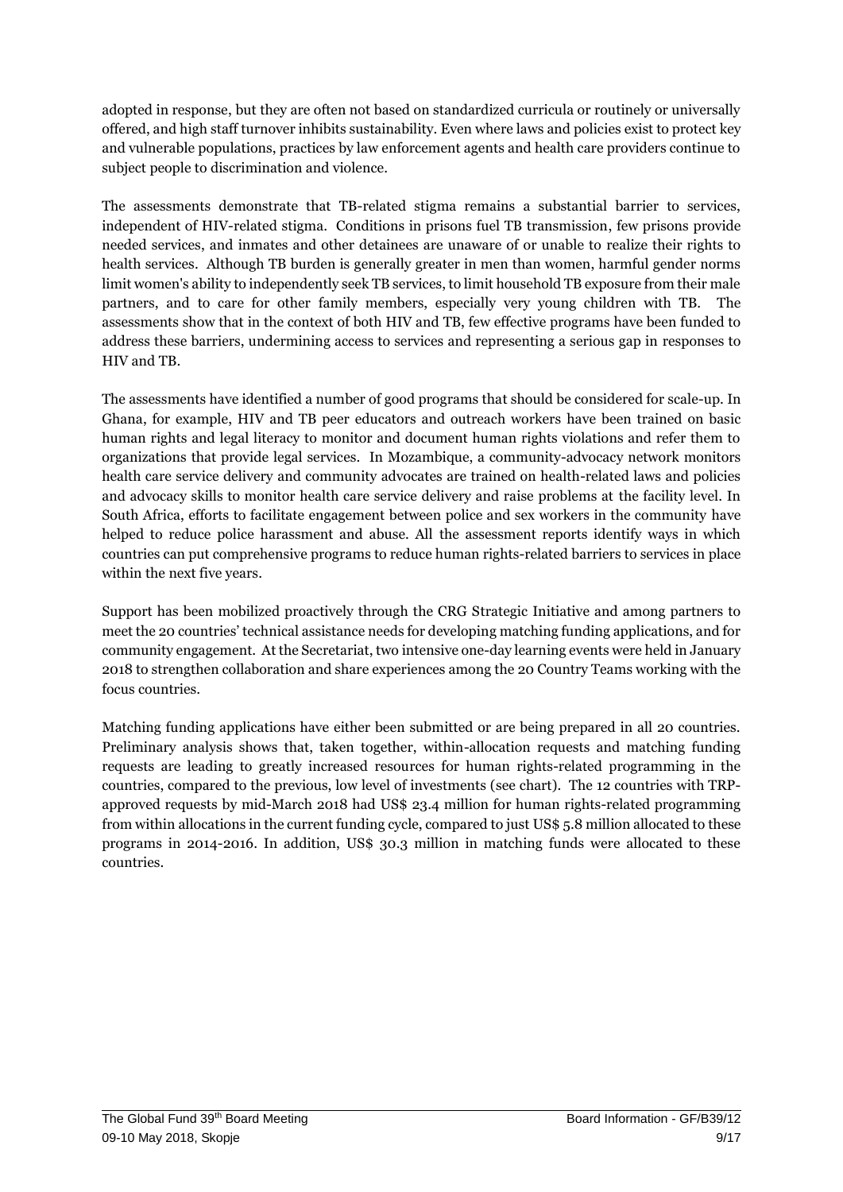adopted in response, but they are often not based on standardized curricula or routinely or universally offered, and high staff turnover inhibits sustainability. Even where laws and policies exist to protect key and vulnerable populations, practices by law enforcement agents and health care providers continue to subject people to discrimination and violence.

The assessments demonstrate that TB-related stigma remains a substantial barrier to services, independent of HIV-related stigma. Conditions in prisons fuel TB transmission, few prisons provide needed services, and inmates and other detainees are unaware of or unable to realize their rights to health services. Although TB burden is generally greater in men than women, harmful gender norms limit women's ability to independently seek TB services, to limit household TB exposure from their male partners, and to care for other family members, especially very young children with TB. The assessments show that in the context of both HIV and TB, few effective programs have been funded to address these barriers, undermining access to services and representing a serious gap in responses to HIV and TB.

The assessments have identified a number of good programs that should be considered for scale-up. In Ghana, for example, HIV and TB peer educators and outreach workers have been trained on basic human rights and legal literacy to monitor and document human rights violations and refer them to organizations that provide legal services. In Mozambique, a community-advocacy network monitors health care service delivery and community advocates are trained on health-related laws and policies and advocacy skills to monitor health care service delivery and raise problems at the facility level. In South Africa, efforts to facilitate engagement between police and sex workers in the community have helped to reduce police harassment and abuse. All the assessment reports identify ways in which countries can put comprehensive programs to reduce human rights-related barriers to services in place within the next five years.

Support has been mobilized proactively through the CRG Strategic Initiative and among partners to meet the 20 countries' technical assistance needs for developing matching funding applications, and for community engagement. At the Secretariat, two intensive one-day learning events were held in January 2018 to strengthen collaboration and share experiences among the 20 Country Teams working with the focus countries.

Matching funding applications have either been submitted or are being prepared in all 20 countries. Preliminary analysis shows that, taken together, within-allocation requests and matching funding requests are leading to greatly increased resources for human rights-related programming in the countries, compared to the previous, low level of investments (see chart). The 12 countries with TRP-approved requests by mid-March 2018 had US$ 23.4 million for human rights-related programming from within allocations in the current funding cycle, compared to just US$ 5.8 million allocated to these programs in 2014-2016. In addition, US$ 30.3 million in matching funds were allocated to these countries.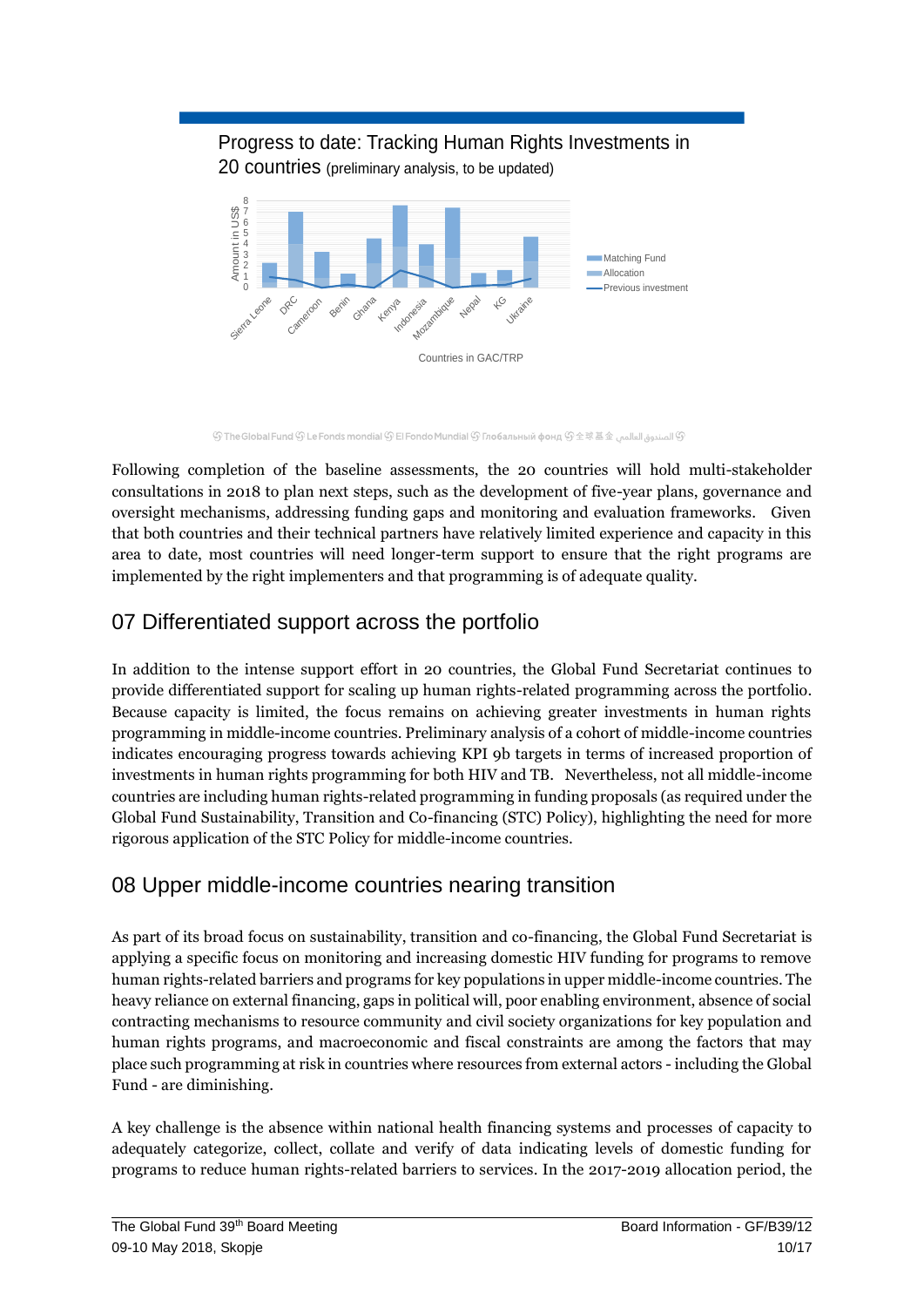Progress to date: Tracking Human Rights Investments in 20 countries (preliminary analysis, to be updated)

Amount in US$

Countries in GAC/TRP

Matching Fund
Allocation
Previous investment

Following completion of the baseline assessments, the 20 countries will hold multi-stakeholder consultations in 2018 to plan next steps, such as the development of five-year plans, governance and oversight mechanisms, addressing funding gaps and monitoring and evaluation frameworks. Given that both countries and their technical partners have relatively limited experience and capacity in this area to date, most countries will need longer-term support to ensure that the right programs are implemented by the right implementers and that programming is of adequate quality.

## 07 Differentiated support across the portfolio

In addition to the intense support effort in 20 countries, the Global Fund Secretariat continues to provide differentiated support for scaling up human rights-related programming across the portfolio. Because capacity is limited, the focus remains on achieving greater investments in human rights programming in middle-income countries. Preliminary analysis of a cohort of middle-income countries indicates encouraging progress towards achieving KPI 9b targets in terms of increased proportion of investments in human rights programming for both HIV and TB. Nevertheless, not all middle-income countries are including human rights-related programming in funding proposals (as required under the Global Fund Sustainability, Transition and Co-financing (STC) Policy), highlighting the need for more rigorous application of the STC Policy for middle-income countries.

## 08 Upper middle-income countries nearing transition

As part of its broad focus on sustainability, transition and co-financing, the Global Fund Secretariat is applying a specific focus on monitoring and increasing domestic HIV funding for programs to remove human rights-related barriers and programs for key populations in upper middle-income countries. The heavy reliance on external financing, gaps in political will, poor enabling environment, absence of social contracting mechanisms to resource community and civil society organizations for key population and human rights programs, and macroeconomic and fiscal constraints are among the factors that may place such programming at risk in countries where resources from external actors - including the Global Fund - are diminishing.

A key challenge is the absence within national health financing systems and processes of capacity to adequately categorize, collect, collate and verify of data indicating levels of domestic funding for programs to reduce human rights-related barriers to services. In the 2017-2019 allocation period, the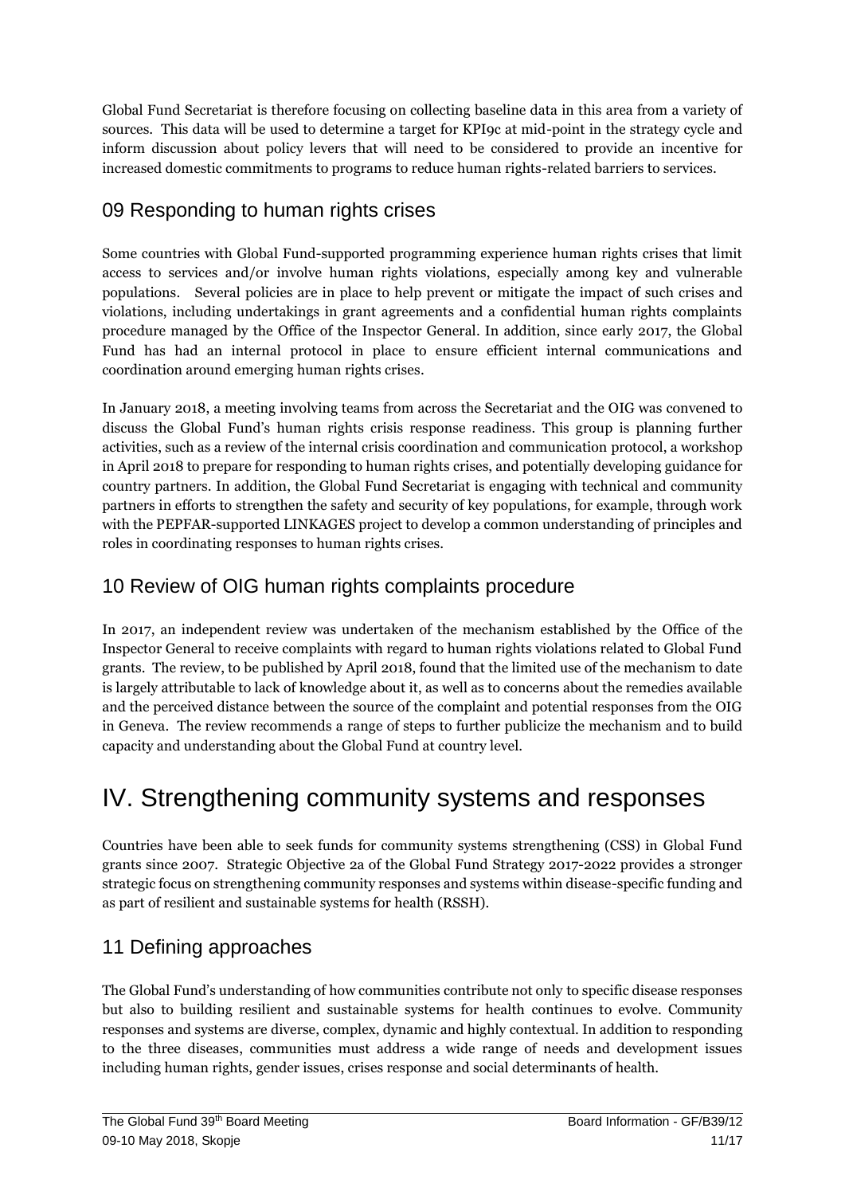Global Fund Secretariat is therefore focusing on collecting baseline data in this area from a variety of sources. This data will be used to determine a target for KPI9c at mid-point in the strategy cycle and inform discussion about policy levers that will need to be considered to provide an incentive for increased domestic commitments to programs to reduce human rights-related barriers to services.

## 09 Responding to human rights crises

Some countries with Global Fund-supported programming experience human rights crises that limit access to services and/or involve human rights violations, especially among key and vulnerable populations. Several policies are in place to help prevent or mitigate the impact of such crises and violations, including undertakings in grant agreements and a confidential human rights complaints procedure managed by the Office of the Inspector General. In addition, since early 2017, the Global Fund has had an internal protocol in place to ensure efficient internal communications and coordination around emerging human rights crises.

In January 2018, a meeting involving teams from across the Secretariat and the OIG was convened to discuss the Global Fund's human rights crisis response readiness. This group is planning further activities, such as a review of the internal crisis coordination and communication protocol, a workshop in April 2018 to prepare for responding to human rights crises, and potentially developing guidance for country partners. In addition, the Global Fund Secretariat is engaging with technical and community partners in efforts to strengthen the safety and security of key populations, for example, through work with the PEPFAR-supported LINKAGES project to develop a common understanding of principles and roles in coordinating responses to human rights crises.

## 10 Review of OIG human rights complaints procedure

In 2017, an independent review was undertaken of the mechanism established by the Office of the Inspector General to receive complaints with regard to human rights violations related to Global Fund grants. The review, to be published by April 2018, found that the limited use of the mechanism to date is largely attributable to lack of knowledge about it, as well as to concerns about the remedies available and the perceived distance between the source of the complaint and potential responses from the OIG in Geneva. The review recommends a range of steps to further publicize the mechanism and to build capacity and understanding about the Global Fund at country level.

# IV. Strengthening community systems and responses

Countries have been able to seek funds for community systems strengthening (CSS) in Global Fund grants since 2007. Strategic Objective 2a of the Global Fund Strategy 2017-2022 provides a stronger strategic focus on strengthening community responses and systems within disease-specific funding and as part of resilient and sustainable systems for health (RSSH).

## 11 Defining approaches

The Global Fund's understanding of how communities contribute not only to specific disease responses but also to building resilient and sustainable systems for health continues to evolve. Community responses and systems are diverse, complex, dynamic and highly contextual. In addition to responding to the three diseases, communities must address a wide range of needs and development issues including human rights, gender issues, crises response and social determinants of health.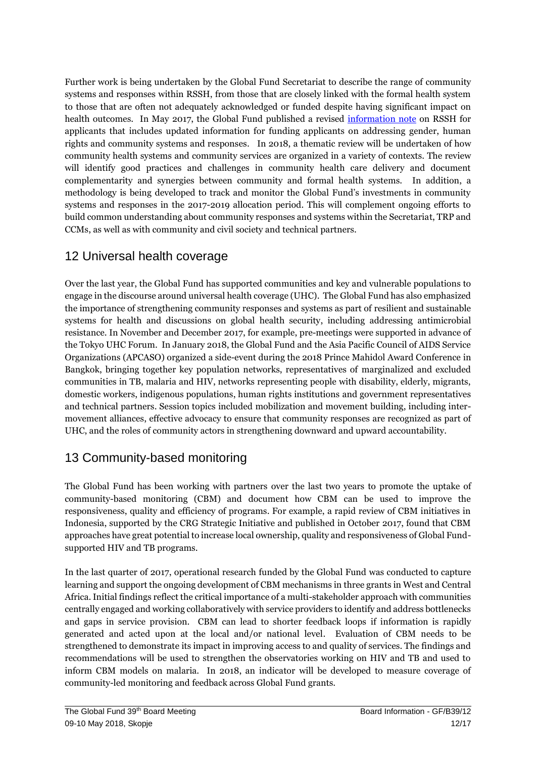Further work is being undertaken by the Global Fund Secretariat to describe the range of community systems and responses within RSSH, from those that are closely linked with the formal health system to those that are often not adequately acknowledged or funded despite having significant impact on health outcomes. In May 2017, the Global Fund published a revised information note on RSSH for applicants that includes updated information for funding applicants on addressing gender, human rights and community systems and responses. In 2018, a thematic review will be undertaken of how community health systems and community services are organized in a variety of contexts. The review will identify good practices and challenges in community health care delivery and document complementarity and synergies between community and formal health systems. In addition, a methodology is being developed to track and monitor the Global Fund's investments in community systems and responses in the 2017-2019 allocation period. This will complement ongoing efforts to build common understanding about community responses and systems within the Secretariat, TRP and CCMs, as well as with community and civil society and technical partners.

## 12 Universal health coverage

Over the last year, the Global Fund has supported communities and key and vulnerable populations to engage in the discourse around universal health coverage (UHC). The Global Fund has also emphasized the importance of strengthening community responses and systems as part of resilient and sustainable systems for health and discussions on global health security, including addressing antimicrobial resistance. In November and December 2017, for example, pre-meetings were supported in advance of the Tokyo UHC Forum. In January 2018, the Global Fund and the Asia Pacific Council of AIDS Service Organizations (APCASO) organized a side-event during the 2018 Prince Mahidol Award Conference in Bangkok, bringing together key population networks, representatives of marginalized and excluded communities in TB, malaria and HIV, networks representing people with disability, elderly, migrants, domestic workers, indigenous populations, human rights institutions and government representatives and technical partners. Session topics included mobilization and movement building, including inter-movement alliances, effective advocacy to ensure that community responses are recognized as part of UHC, and the roles of community actors in strengthening downward and upward accountability.

## 13 Community-based monitoring

The Global Fund has been working with partners over the last two years to promote the uptake of community-based monitoring (CBM) and document how CBM can be used to improve the responsiveness, quality and efficiency of programs. For example, a rapid review of CBM initiatives in Indonesia, supported by the CRG Strategic Initiative and published in October 2017, found that CBM approaches have great potential to increase local ownership, quality and responsiveness of Global Fund-supported HIV and TB programs.

In the last quarter of 2017, operational research funded by the Global Fund was conducted to capture learning and support the ongoing development of CBM mechanisms in three grants in West and Central Africa. Initial findings reflect the critical importance of a multi-stakeholder approach with communities centrally engaged and working collaboratively with service providers to identify and address bottlenecks and gaps in service provision. CBM can lead to shorter feedback loops if information is rapidly generated and acted upon at the local and/or national level. Evaluation of CBM needs to be strengthened to demonstrate its impact in improving access to and quality of services. The findings and recommendations will be used to strengthen the observatories working on HIV and TB and used to inform CBM models on malaria. In 2018, an indicator will be developed to measure coverage of community-led monitoring and feedback across Global Fund grants.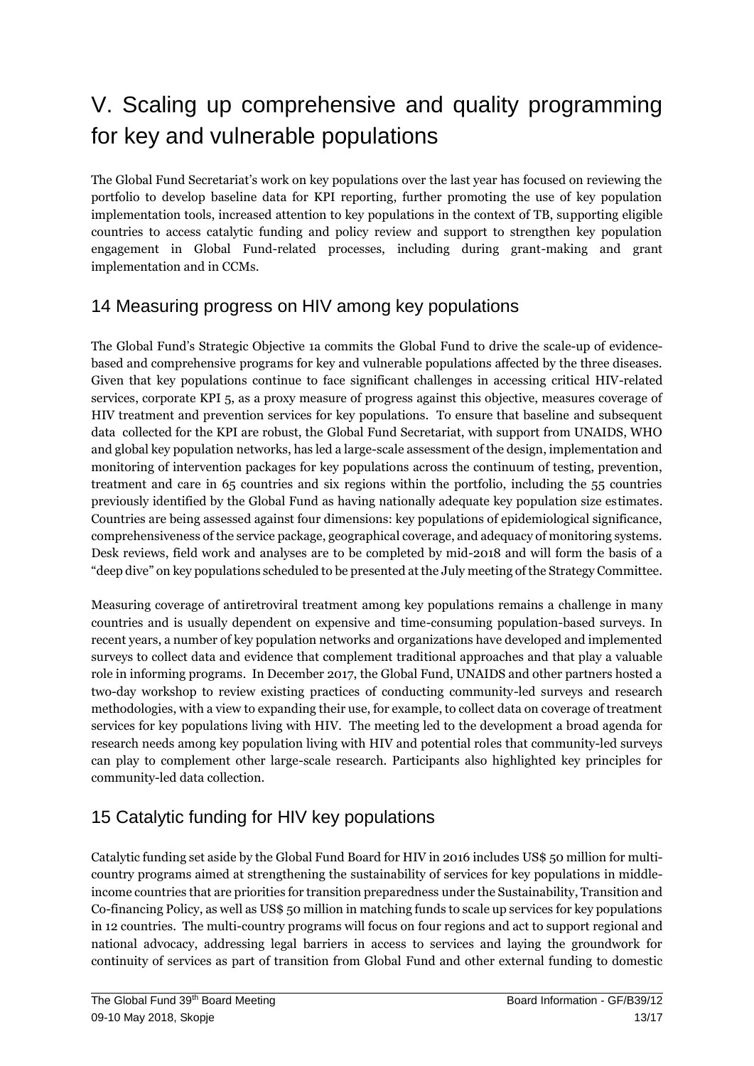# V. Scaling up comprehensive and quality programming for key and vulnerable populations

The Global Fund Secretariat's work on key populations over the last year has focused on reviewing the portfolio to develop baseline data for KPI reporting, further promoting the use of key population implementation tools, increased attention to key populations in the context of TB, supporting eligible countries to access catalytic funding and policy review and support to strengthen key population engagement in Global Fund-related processes, including during grant-making and grant implementation and in CCMs.

## 14 Measuring progress on HIV among key populations

The Global Fund's Strategic Objective 1a commits the Global Fund to drive the scale-up of evidence-based and comprehensive programs for key and vulnerable populations affected by the three diseases. Given that key populations continue to face significant challenges in accessing critical HIV-related services, corporate KPI 5, as a proxy measure of progress against this objective, measures coverage of HIV treatment and prevention services for key populations. To ensure that baseline and subsequent data collected for the KPI are robust, the Global Fund Secretariat, with support from UNAIDS, WHO and global key population networks, has led a large-scale assessment of the design, implementation and monitoring of intervention packages for key populations across the continuum of testing, prevention, treatment and care in 65 countries and six regions within the portfolio, including the 55 countries previously identified by the Global Fund as having nationally adequate key population size estimates. Countries are being assessed against four dimensions: key populations of epidemiological significance, comprehensiveness of the service package, geographical coverage, and adequacy of monitoring systems. Desk reviews, field work and analyses are to be completed by mid-2018 and will form the basis of a "deep dive" on key populations scheduled to be presented at the July meeting of the Strategy Committee.

Measuring coverage of antiretroviral treatment among key populations remains a challenge in many countries and is usually dependent on expensive and time-consuming population-based surveys. In recent years, a number of key population networks and organizations have developed and implemented surveys to collect data and evidence that complement traditional approaches and that play a valuable role in informing programs. In December 2017, the Global Fund, UNAIDS and other partners hosted a two-day workshop to review existing practices of conducting community-led surveys and research methodologies, with a view to expanding their use, for example, to collect data on coverage of treatment services for key populations living with HIV. The meeting led to the development a broad agenda for research needs among key population living with HIV and potential roles that community-led surveys can play to complement other large-scale research. Participants also highlighted key principles for community-led data collection.

## 15 Catalytic funding for HIV key populations

Catalytic funding set aside by the Global Fund Board for HIV in 2016 includes US$ 50 million for multi-country programs aimed at strengthening the sustainability of services for key populations in middle-income countries that are priorities for transition preparedness under the Sustainability, Transition and Co-financing Policy, as well as US$ 50 million in matching funds to scale up services for key populations in 12 countries. The multi-country programs will focus on four regions and act to support regional and national advocacy, addressing legal barriers in access to services and laying the groundwork for continuity of services as part of transition from Global Fund and other external funding to domestic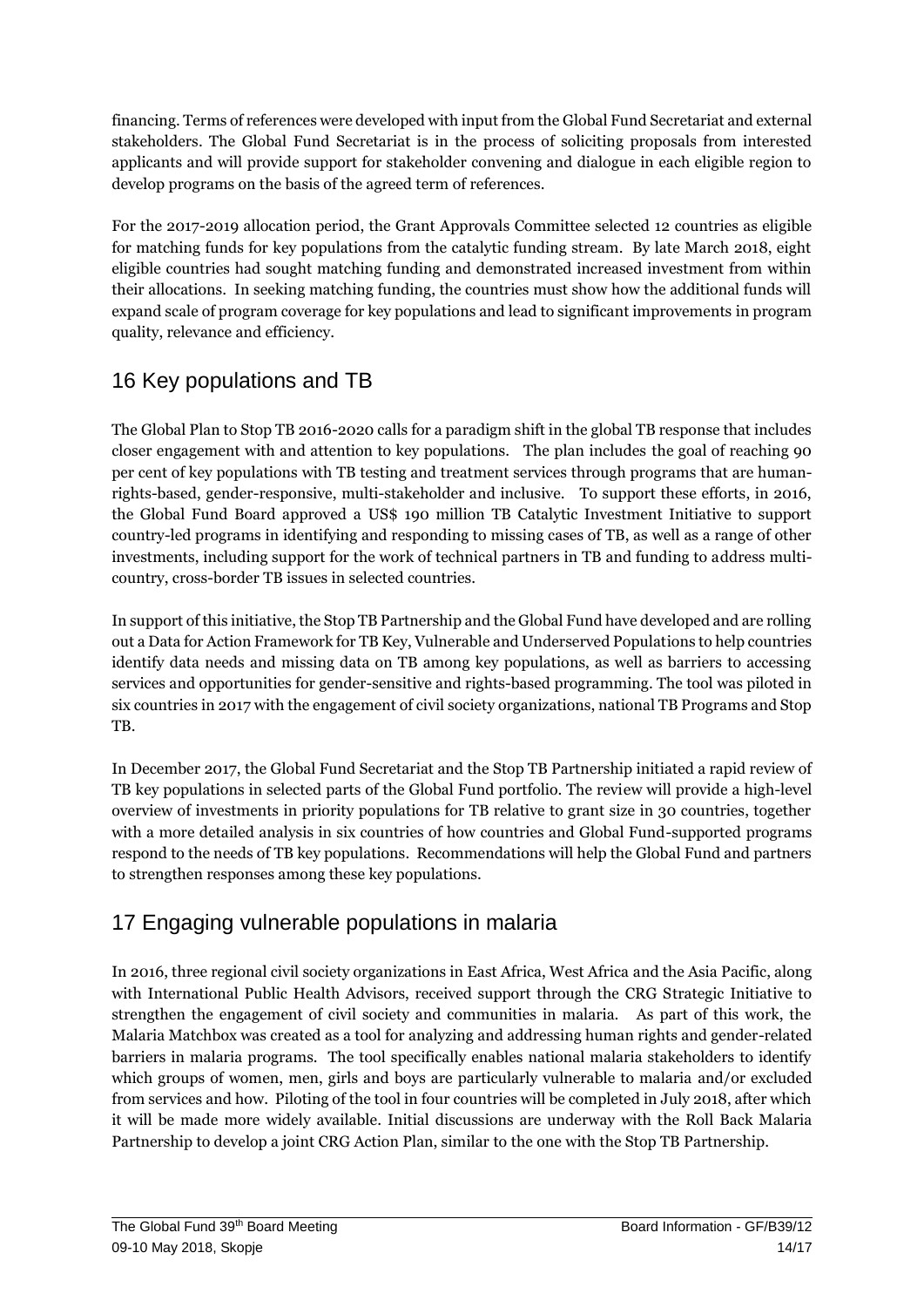financing. Terms of references were developed with input from the Global Fund Secretariat and external stakeholders. The Global Fund Secretariat is in the process of soliciting proposals from interested applicants and will provide support for stakeholder convening and dialogue in each eligible region to develop programs on the basis of the agreed term of references.

For the 2017-2019 allocation period, the Grant Approvals Committee selected 12 countries as eligible for matching funds for key populations from the catalytic funding stream. By late March 2018, eight eligible countries had sought matching funding and demonstrated increased investment from within their allocations. In seeking matching funding, the countries must show how the additional funds will expand scale of program coverage for key populations and lead to significant improvements in program quality, relevance and efficiency.

## 16 Key populations and TB

The Global Plan to Stop TB 2016-2020 calls for a paradigm shift in the global TB response that includes closer engagement with and attention to key populations. The plan includes the goal of reaching 90 per cent of key populations with TB testing and treatment services through programs that are human-rights-based, gender-responsive, multi-stakeholder and inclusive. To support these efforts, in 2016, the Global Fund Board approved a US$ 190 million TB Catalytic Investment Initiative to support country-led programs in identifying and responding to missing cases of TB, as well as a range of other investments, including support for the work of technical partners in TB and funding to address multi-country, cross-border TB issues in selected countries.

In support of this initiative, the Stop TB Partnership and the Global Fund have developed and are rolling out a Data for Action Framework for TB Key, Vulnerable and Underserved Populations to help countries identify data needs and missing data on TB among key populations, as well as barriers to accessing services and opportunities for gender-sensitive and rights-based programming. The tool was piloted in six countries in 2017 with the engagement of civil society organizations, national TB Programs and Stop TB.

In December 2017, the Global Fund Secretariat and the Stop TB Partnership initiated a rapid review of TB key populations in selected parts of the Global Fund portfolio. The review will provide a high-level overview of investments in priority populations for TB relative to grant size in 30 countries, together with a more detailed analysis in six countries of how countries and Global Fund-supported programs respond to the needs of TB key populations. Recommendations will help the Global Fund and partners to strengthen responses among these key populations.

## 17 Engaging vulnerable populations in malaria

In 2016, three regional civil society organizations in East Africa, West Africa and the Asia Pacific, along with International Public Health Advisors, received support through the CRG Strategic Initiative to strengthen the engagement of civil society and communities in malaria. As part of this work, the Malaria Matchbox was created as a tool for analyzing and addressing human rights and gender-related barriers in malaria programs. The tool specifically enables national malaria stakeholders to identify which groups of women, men, girls and boys are particularly vulnerable to malaria and/or excluded from services and how. Piloting of the tool in four countries will be completed in July 2018, after which it will be made more widely available. Initial discussions are underway with the Roll Back Malaria Partnership to develop a joint CRG Action Plan, similar to the one with the Stop TB Partnership.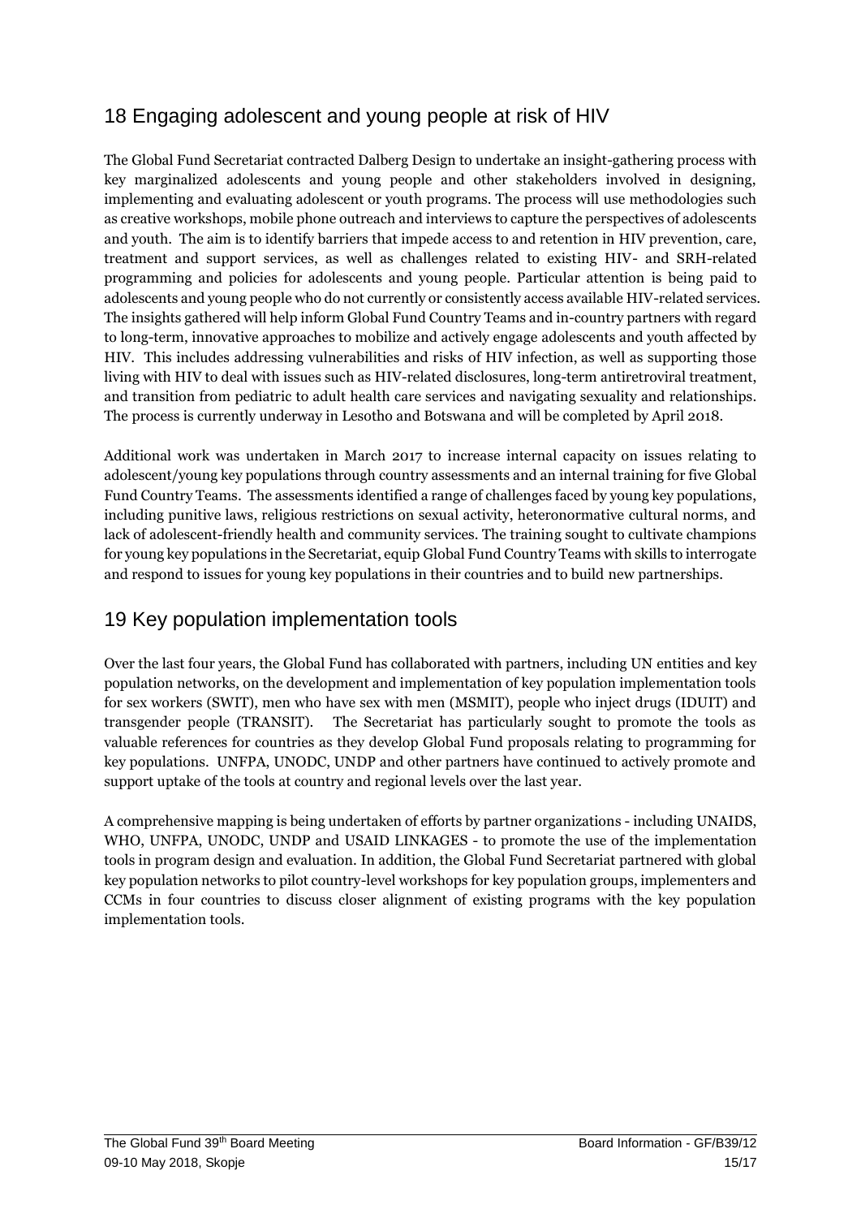## 18 Engaging adolescent and young people at risk of HIV

The Global Fund Secretariat contracted Dalberg Design to undertake an insight-gathering process with key marginalized adolescents and young people and other stakeholders involved in designing, implementing and evaluating adolescent or youth programs. The process will use methodologies such as creative workshops, mobile phone outreach and interviews to capture the perspectives of adolescents and youth. The aim is to identify barriers that impede access to and retention in HIV prevention, care, treatment and support services, as well as challenges related to existing HIV- and SRH-related programming and policies for adolescents and young people. Particular attention is being paid to adolescents and young people who do not currently or consistently access available HIV-related services. The insights gathered will help inform Global Fund Country Teams and in-country partners with regard to long-term, innovative approaches to mobilize and actively engage adolescents and youth affected by HIV. This includes addressing vulnerabilities and risks of HIV infection, as well as supporting those living with HIV to deal with issues such as HIV-related disclosures, long-term antiretroviral treatment, and transition from pediatric to adult health care services and navigating sexuality and relationships. The process is currently underway in Lesotho and Botswana and will be completed by April 2018.

Additional work was undertaken in March 2017 to increase internal capacity on issues relating to adolescent/young key populations through country assessments and an internal training for five Global Fund Country Teams. The assessments identified a range of challenges faced by young key populations, including punitive laws, religious restrictions on sexual activity, heteronormative cultural norms, and lack of adolescent-friendly health and community services. The training sought to cultivate champions for young key populations in the Secretariat, equip Global Fund Country Teams with skills to interrogate and respond to issues for young key populations in their countries and to build new partnerships.

## 19 Key population implementation tools

Over the last four years, the Global Fund has collaborated with partners, including UN entities and key population networks, on the development and implementation of key population implementation tools for sex workers (SWIT), men who have sex with men (MSMIT), people who inject drugs (IDUIT) and transgender people (TRANSIT). The Secretariat has particularly sought to promote the tools as valuable references for countries as they develop Global Fund proposals relating to programming for key populations. UNFPA, UNODC, UNDP and other partners have continued to actively promote and support uptake of the tools at country and regional levels over the last year.

A comprehensive mapping is being undertaken of efforts by partner organizations - including UNAIDS, WHO, UNFPA, UNODC, UNDP and USAID LINKAGES - to promote the use of the implementation tools in program design and evaluation. In addition, the Global Fund Secretariat partnered with global key population networks to pilot country-level workshops for key population groups, implementers and CCMs in four countries to discuss closer alignment of existing programs with the key population implementation tools.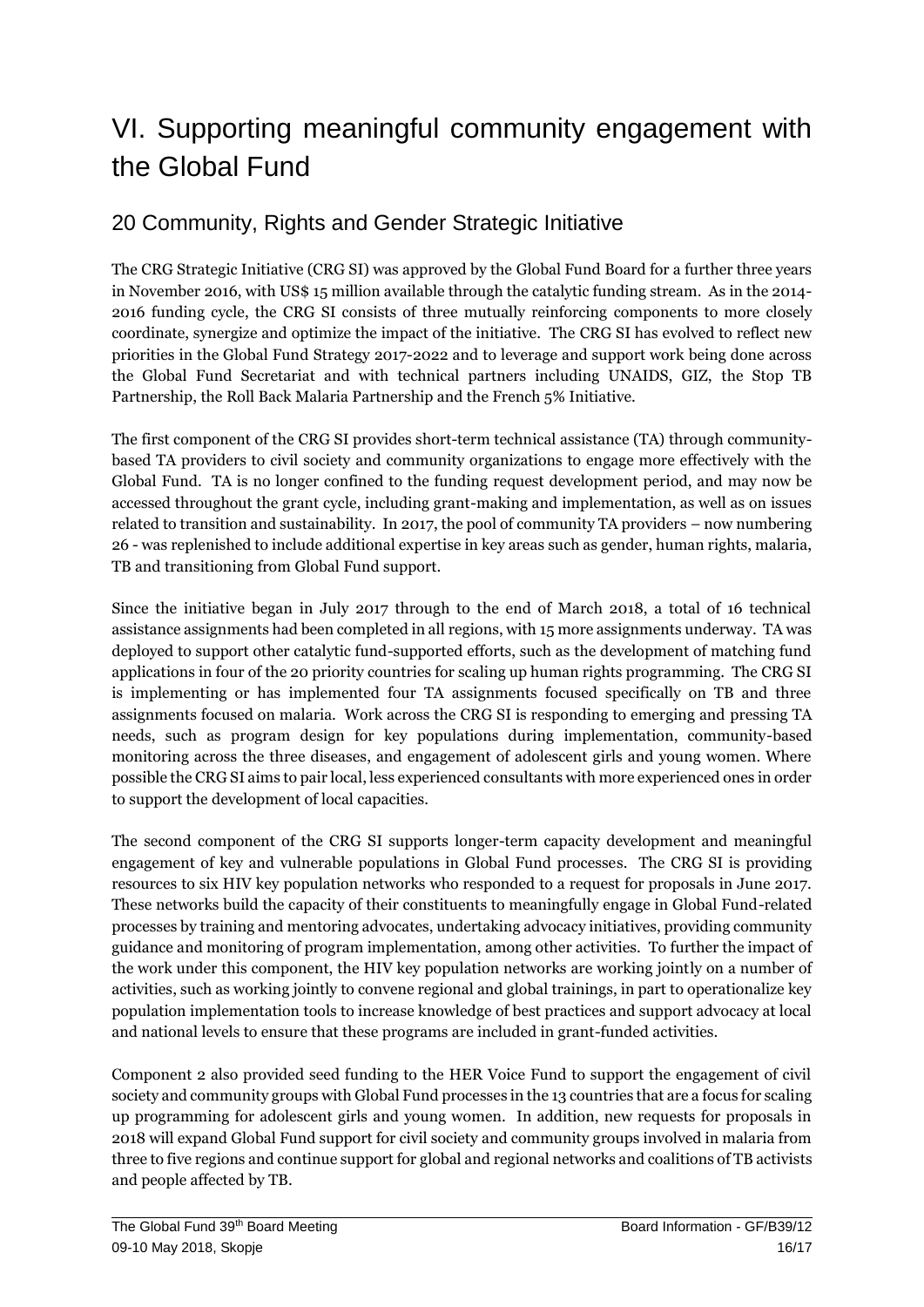# VI. Supporting meaningful community engagement with the Global Fund

## 20 Community, Rights and Gender Strategic Initiative

The CRG Strategic Initiative (CRG SI) was approved by the Global Fund Board for a further three years in November 2016, with US$ 15 million available through the catalytic funding stream. As in the 2014-2016 funding cycle, the CRG SI consists of three mutually reinforcing components to more closely coordinate, synergize and optimize the impact of the initiative. The CRG SI has evolved to reflect new priorities in the Global Fund Strategy 2017-2022 and to leverage and support work being done across the Global Fund Secretariat and with technical partners including UNAIDS, GIZ, the Stop TB Partnership, the Roll Back Malaria Partnership and the French 5% Initiative.

The first component of the CRG SI provides short-term technical assistance (TA) through community-based TA providers to civil society and community organizations to engage more effectively with the Global Fund. TA is no longer confined to the funding request development period, and may now be accessed throughout the grant cycle, including grant-making and implementation, as well as on issues related to transition and sustainability. In 2017, the pool of community TA providers – now numbering 26 - was replenished to include additional expertise in key areas such as gender, human rights, malaria, TB and transitioning from Global Fund support.

Since the initiative began in July 2017 through to the end of March 2018, a total of 16 technical assistance assignments had been completed in all regions, with 15 more assignments underway. TA was deployed to support other catalytic fund-supported efforts, such as the development of matching fund applications in four of the 20 priority countries for scaling up human rights programming. The CRG SI is implementing or has implemented four TA assignments focused specifically on TB and three assignments focused on malaria. Work across the CRG SI is responding to emerging and pressing TA needs, such as program design for key populations during implementation, community-based monitoring across the three diseases, and engagement of adolescent girls and young women. Where possible the CRG SI aims to pair local, less experienced consultants with more experienced ones in order to support the development of local capacities.

The second component of the CRG SI supports longer-term capacity development and meaningful engagement of key and vulnerable populations in Global Fund processes. The CRG SI is providing resources to six HIV key population networks who responded to a request for proposals in June 2017. These networks build the capacity of their constituents to meaningfully engage in Global Fund-related processes by training and mentoring advocates, undertaking advocacy initiatives, providing community guidance and monitoring of program implementation, among other activities. To further the impact of the work under this component, the HIV key population networks are working jointly on a number of activities, such as working jointly to convene regional and global trainings, in part to operationalize key population implementation tools to increase knowledge of best practices and support advocacy at local and national levels to ensure that these programs are included in grant-funded activities.

Component 2 also provided seed funding to the HER Voice Fund to support the engagement of civil society and community groups with Global Fund processes in the 13 countries that are a focus for scaling up programming for adolescent girls and young women. In addition, new requests for proposals in 2018 will expand Global Fund support for civil society and community groups involved in malaria from three to five regions and continue support for global and regional networks and coalitions of TB activists and people affected by TB.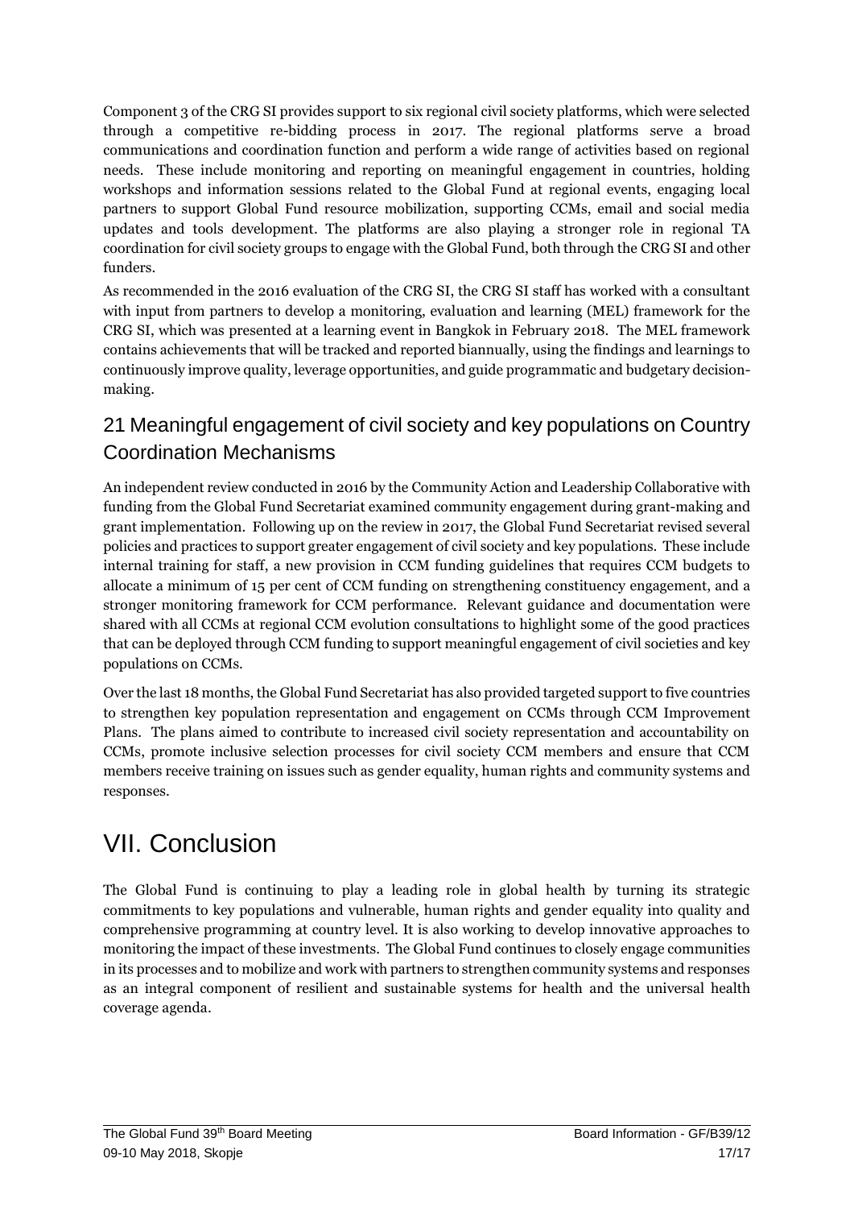Component 3 of the CRG SI provides support to six regional civil society platforms, which were selected through a competitive re-bidding process in 2017. The regional platforms serve a broad communications and coordination function and perform a wide range of activities based on regional needs. These include monitoring and reporting on meaningful engagement in countries, holding workshops and information sessions related to the Global Fund at regional events, engaging local partners to support Global Fund resource mobilization, supporting CCMs, email and social media updates and tools development. The platforms are also playing a stronger role in regional TA coordination for civil society groups to engage with the Global Fund, both through the CRG SI and other funders.

As recommended in the 2016 evaluation of the CRG SI, the CRG SI staff has worked with a consultant with input from partners to develop a monitoring, evaluation and learning (MEL) framework for the CRG SI, which was presented at a learning event in Bangkok in February 2018. The MEL framework contains achievements that will be tracked and reported biannually, using the findings and learnings to continuously improve quality, leverage opportunities, and guide programmatic and budgetary decision-making.

## 21 Meaningful engagement of civil society and key populations on Country Coordination Mechanisms

An independent review conducted in 2016 by the Community Action and Leadership Collaborative with funding from the Global Fund Secretariat examined community engagement during grant-making and grant implementation. Following up on the review in 2017, the Global Fund Secretariat revised several policies and practices to support greater engagement of civil society and key populations. These include internal training for staff, a new provision in CCM funding guidelines that requires CCM budgets to allocate a minimum of 15 per cent of CCM funding on strengthening constituency engagement, and a stronger monitoring framework for CCM performance. Relevant guidance and documentation were shared with all CCMs at regional CCM evolution consultations to highlight some of the good practices that can be deployed through CCM funding to support meaningful engagement of civil societies and key populations on CCMs.

Over the last 18 months, the Global Fund Secretariat has also provided targeted support to five countries to strengthen key population representation and engagement on CCMs through CCM Improvement Plans. The plans aimed to contribute to increased civil society representation and accountability on CCMs, promote inclusive selection processes for civil society CCM members and ensure that CCM members receive training on issues such as gender equality, human rights and community systems and responses.

# VII. Conclusion

The Global Fund is continuing to play a leading role in global health by turning its strategic commitments to key populations and vulnerable, human rights and gender equality into quality and comprehensive programming at country level. It is also working to develop innovative approaches to monitoring the impact of these investments. The Global Fund continues to closely engage communities in its processes and to mobilize and work with partners to strengthen community systems and responses as an integral component of resilient and sustainable systems for health and the universal health coverage agenda.